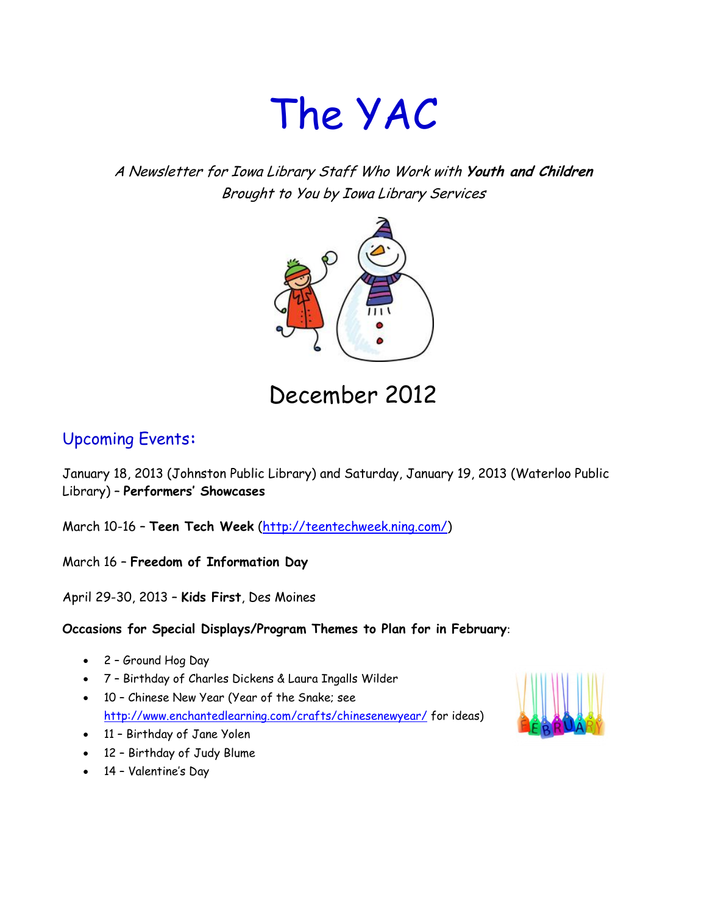# The YAC

*A Newsletter for Iowa Library Staff Who Work with **Youth and Children***
*Brought to You by Iowa Library Services*

## December 2012

## Upcoming Events:

January 18, 2013 (Johnston Public Library) and Saturday, January 19, 2013 (Waterloo Public Library) – **Performers' Showcases**

March 10-16 – **Teen Tech Week** (http://teentechweek.ning.com/)

March 16 – **Freedom of Information Day**

April 29-30, 2013 – **Kids First**, Des Moines

**Occasions for Special Displays/Program Themes to Plan for in February**:

- 2 – Ground Hog Day
- 7 – Birthday of Charles Dickens & Laura Ingalls Wilder
- 10 – Chinese New Year (Year of the Snake; see http://www.enchantedlearning.com/crafts/chinesenewyear/ for ideas)
- 11 – Birthday of Jane Yolen
- 12 – Birthday of Judy Blume
- 14 – Valentine's Day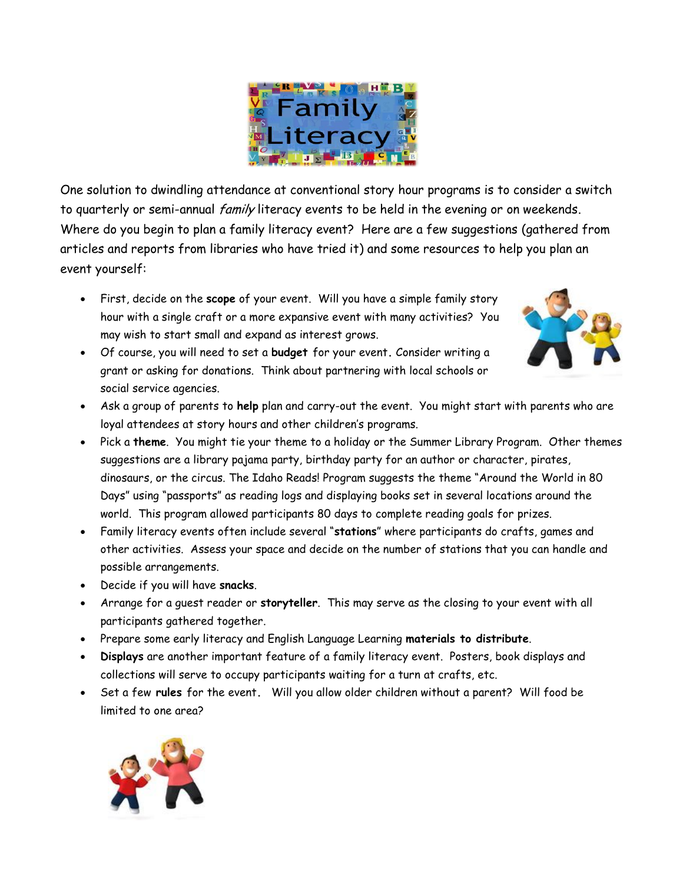One solution to dwindling attendance at conventional story hour programs is to consider a switch to quarterly or semi-annual *family* literacy events to be held in the evening or on weekends. Where do you begin to plan a family literacy event? Here are a few suggestions (gathered from articles and reports from libraries who have tried it) and some resources to help you plan an event yourself:

- First, decide on the **scope** of your event. Will you have a simple family story hour with a single craft or a more expansive event with many activities? You may wish to start small and expand as interest grows.
- Of course, you will need to set a **budget** for your event. Consider writing a grant or asking for donations. Think about partnering with local schools or social service agencies.
- Ask a group of parents to **help** plan and carry-out the event. You might start with parents who are loyal attendees at story hours and other children's programs.
- Pick a **theme**. You might tie your theme to a holiday or the Summer Library Program. Other themes suggestions are a library pajama party, birthday party for an author or character, pirates, dinosaurs, or the circus. The Idaho Reads! Program suggests the theme "Around the World in 80 Days" using "passports" as reading logs and displaying books set in several locations around the world. This program allowed participants 80 days to complete reading goals for prizes.
- Family literacy events often include several "**stations**" where participants do crafts, games and other activities. Assess your space and decide on the number of stations that you can handle and possible arrangements.
- Decide if you will have **snacks**.
- Arrange for a guest reader or **storyteller**. This may serve as the closing to your event with all participants gathered together.
- Prepare some early literacy and English Language Learning **materials to distribute**.
- **Displays** are another important feature of a family literacy event. Posters, book displays and collections will serve to occupy participants waiting for a turn at crafts, etc.
- Set a few **rules** for the event. Will you allow older children without a parent? Will food be limited to one area?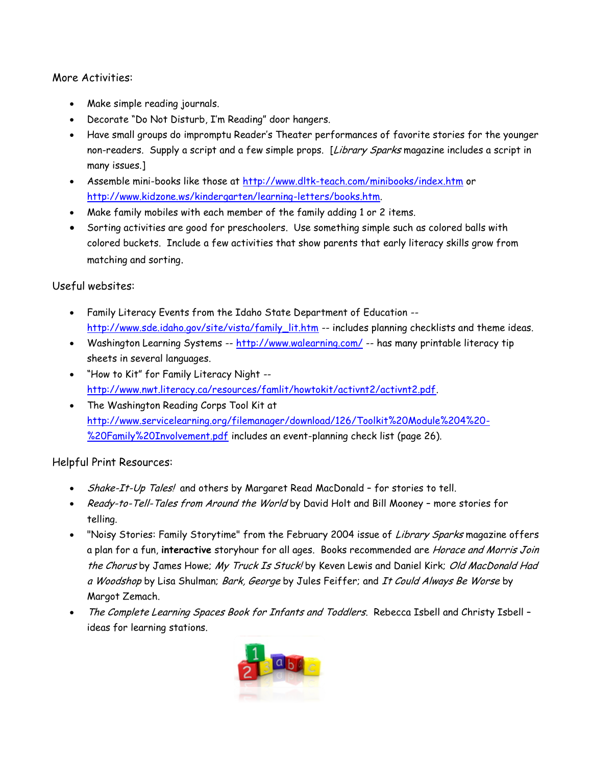More Activities:

- Make simple reading journals.
- Decorate "Do Not Disturb, I'm Reading" door hangers.
- Have small groups do impromptu Reader's Theater performances of favorite stories for the younger non-readers. Supply a script and a few simple props. [*Library Sparks* magazine includes a script in many issues.]
- Assemble mini-books like those at http://www.dltk-teach.com/minibooks/index.htm or http://www.kidzone.ws/kindergarten/learning-letters/books.htm.
- Make family mobiles with each member of the family adding 1 or 2 items.
- Sorting activities are good for preschoolers. Use something simple such as colored balls with colored buckets. Include a few activities that show parents that early literacy skills grow from matching and sorting.

Useful websites:

- Family Literacy Events from the Idaho State Department of Education -- http://www.sde.idaho.gov/site/vista/family_lit.htm -- includes planning checklists and theme ideas.
- Washington Learning Systems -- http://www.walearning.com/ -- has many printable literacy tip sheets in several languages.
- "How to Kit" for Family Literacy Night -- http://www.nwt.literacy.ca/resources/famlit/howtokit/activnt2/activnt2.pdf.
- The Washington Reading Corps Tool Kit at http://www.servicelearning.org/filemanager/download/126/Toolkit%20Module%204%20-%20Family%20Involvement.pdf includes an event-planning check list (page 26).

Helpful Print Resources:

- *Shake-It-Up Tales!* and others by Margaret Read MacDonald – for stories to tell.
- *Ready-to-Tell-Tales from Around the World* by David Holt and Bill Mooney – more stories for telling.
- "Noisy Stories: Family Storytime" from the February 2004 issue of *Library Sparks* magazine offers a plan for a fun, **interactive** storyhour for all ages. Books recommended are *Horace and Morris Join the Chorus* by James Howe; *My Truck Is Stuck!* by Keven Lewis and Daniel Kirk; *Old MacDonald Had a Woodshop* by Lisa Shulman; *Bark, George* by Jules Feiffer; and *It Could Always Be Worse* by Margot Zemach.
- *The Complete Learning Spaces Book for Infants and Toddlers*. Rebecca Isbell and Christy Isbell – ideas for learning stations.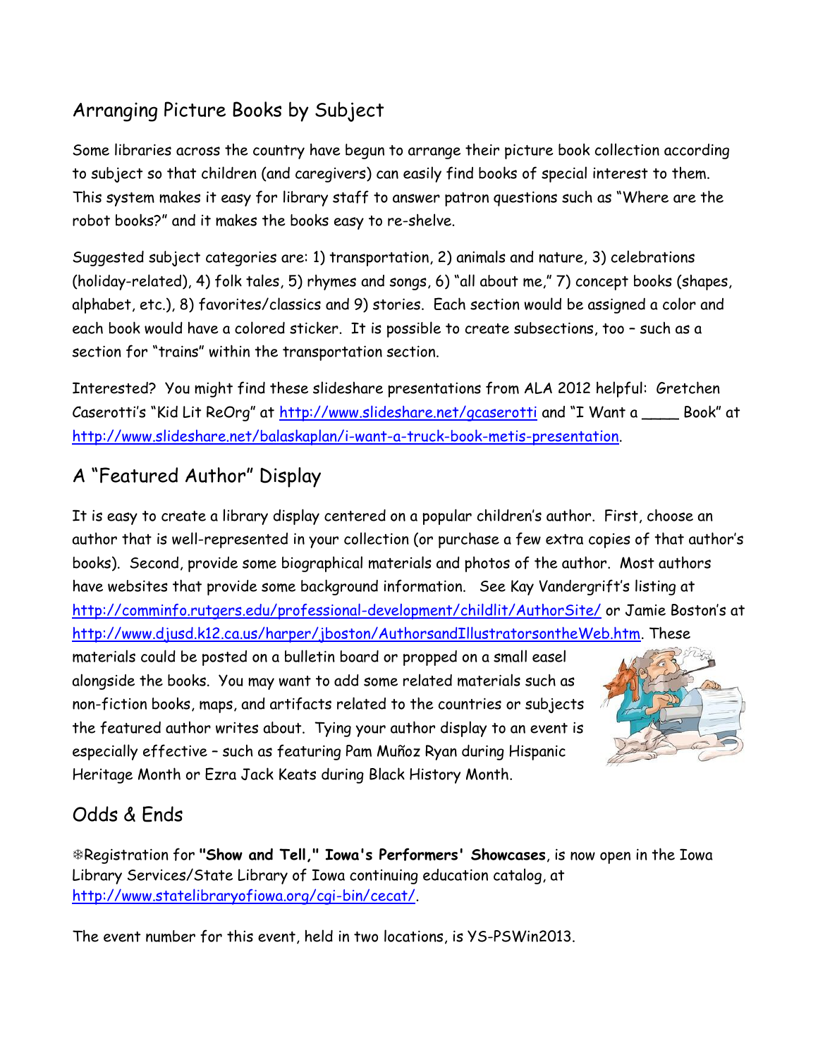## Arranging Picture Books by Subject

Some libraries across the country have begun to arrange their picture book collection according to subject so that children (and caregivers) can easily find books of special interest to them. This system makes it easy for library staff to answer patron questions such as "Where are the robot books?" and it makes the books easy to re-shelve.

Suggested subject categories are: 1) transportation, 2) animals and nature, 3) celebrations (holiday-related), 4) folk tales, 5) rhymes and songs, 6) "all about me," 7) concept books (shapes, alphabet, etc.), 8) favorites/classics and 9) stories. Each section would be assigned a color and each book would have a colored sticker. It is possible to create subsections, too – such as a section for "trains" within the transportation section.

Interested? You might find these slideshare presentations from ALA 2012 helpful: Gretchen Caserotti's "Kid Lit ReOrg" at http://www.slideshare.net/gcaserotti and "I Want a ____ Book" at http://www.slideshare.net/balaskaplan/i-want-a-truck-book-metis-presentation.

## A "Featured Author" Display

It is easy to create a library display centered on a popular children's author. First, choose an author that is well-represented in your collection (or purchase a few extra copies of that author's books). Second, provide some biographical materials and photos of the author. Most authors have websites that provide some background information. See Kay Vandergrift's listing at http://comminfo.rutgers.edu/professional-development/childlit/AuthorSite/ or Jamie Boston's at http://www.djusd.k12.ca.us/harper/jboston/AuthorsandIllustratorsontheWeb.htm. These materials could be posted on a bulletin board or propped on a small easel alongside the books. You may want to add some related materials such as non-fiction books, maps, and artifacts related to the countries or subjects the featured author writes about. Tying your author display to an event is especially effective – such as featuring Pam Muñoz Ryan during Hispanic Heritage Month or Ezra Jack Keats during Black History Month.

## Odds & Ends

❄Registration for **"Show and Tell," Iowa's Performers' Showcases**, is now open in the Iowa Library Services/State Library of Iowa continuing education catalog, at http://www.statelibraryofiowa.org/cgi-bin/cecat/.

The event number for this event, held in two locations, is YS-PSWin2013.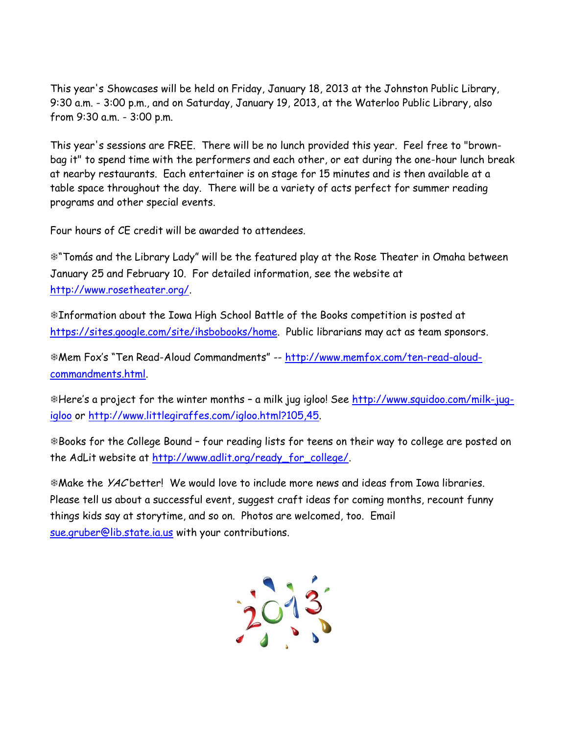This year's Showcases will be held on Friday, January 18, 2013 at the Johnston Public Library, 9:30 a.m. - 3:00 p.m., and on Saturday, January 19, 2013, at the Waterloo Public Library, also from 9:30 a.m. - 3:00 p.m.

This year's sessions are FREE. There will be no lunch provided this year. Feel free to "brown-bag it" to spend time with the performers and each other, or eat during the one-hour lunch break at nearby restaurants. Each entertainer is on stage for 15 minutes and is then available at a table space throughout the day. There will be a variety of acts perfect for summer reading programs and other special events.

Four hours of CE credit will be awarded to attendees.

❄"Tomás and the Library Lady" will be the featured play at the Rose Theater in Omaha between January 25 and February 10. For detailed information, see the website at http://www.rosetheater.org/.

❄Information about the Iowa High School Battle of the Books competition is posted at https://sites.google.com/site/ihsbobooks/home. Public librarians may act as team sponsors.

❄Mem Fox's "Ten Read-Aloud Commandments" -- http://www.memfox.com/ten-read-aloud-commandments.html.

❄Here's a project for the winter months – a milk jug igloo! See http://www.squidoo.com/milk-jug-igloo or http://www.littlegiraffes.com/igloo.html?105,45.

❄Books for the College Bound – four reading lists for teens on their way to college are posted on the AdLit website at http://www.adlit.org/ready_for_college/.

❄Make the *YAC* better! We would love to include more news and ideas from Iowa libraries. Please tell us about a successful event, suggest craft ideas for coming months, recount funny things kids say at storytime, and so on. Photos are welcomed, too. Email sue.gruber@lib.state.ia.us with your contributions.

2013